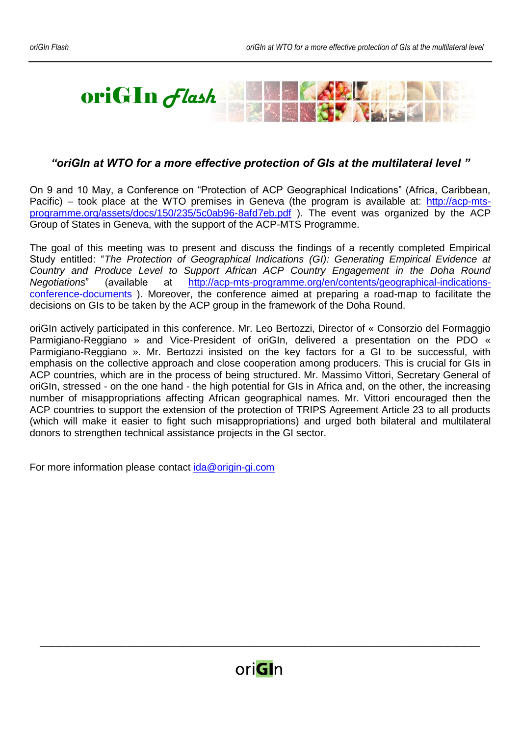# oriGIn Flash

## *"oriGIn at WTO for a more effective protection of GIs at the multilateral level "*

On 9 and 10 May, a Conference on "Protection of ACP Geographical Indications" (Africa, Caribbean, Pacific) – took place at the WTO premises in Geneva (the program is available at: http://acp-mts-programme.org/assets/docs/150/235/5c0ab96-8afd7eb.pdf ). The event was organized by the ACP Group of States in Geneva, with the support of the ACP-MTS Programme.

The goal of this meeting was to present and discuss the findings of a recently completed Empirical Study entitled: "*The Protection of Geographical Indications (GI): Generating Empirical Evidence at Country and Produce Level to Support African ACP Country Engagement in the Doha Round Negotiations*" (available at http://acp-mts-programme.org/en/contents/geographical-indications-conference-documents ). Moreover, the conference aimed at preparing a road-map to facilitate the decisions on GIs to be taken by the ACP group in the framework of the Doha Round.

oriGIn actively participated in this conference. Mr. Leo Bertozzi, Director of « Consorzio del Formaggio Parmigiano-Reggiano » and Vice-President of oriGIn, delivered a presentation on the PDO « Parmigiano-Reggiano ». Mr. Bertozzi insisted on the key factors for a GI to be successful, with emphasis on the collective approach and close cooperation among producers. This is crucial for GIs in ACP countries, which are in the process of being structured. Mr. Massimo Vittori, Secretary General of oriGIn, stressed - on the one hand - the high potential for GIs in Africa and, on the other, the increasing number of misappropriations affecting African geographical names. Mr. Vittori encouraged then the ACP countries to support the extension of the protection of TRIPS Agreement Article 23 to all products (which will make it easier to fight such misappropriations) and urged both bilateral and multilateral donors to strengthen technical assistance projects in the GI sector.

For more information please contact ida@origin-gi.com